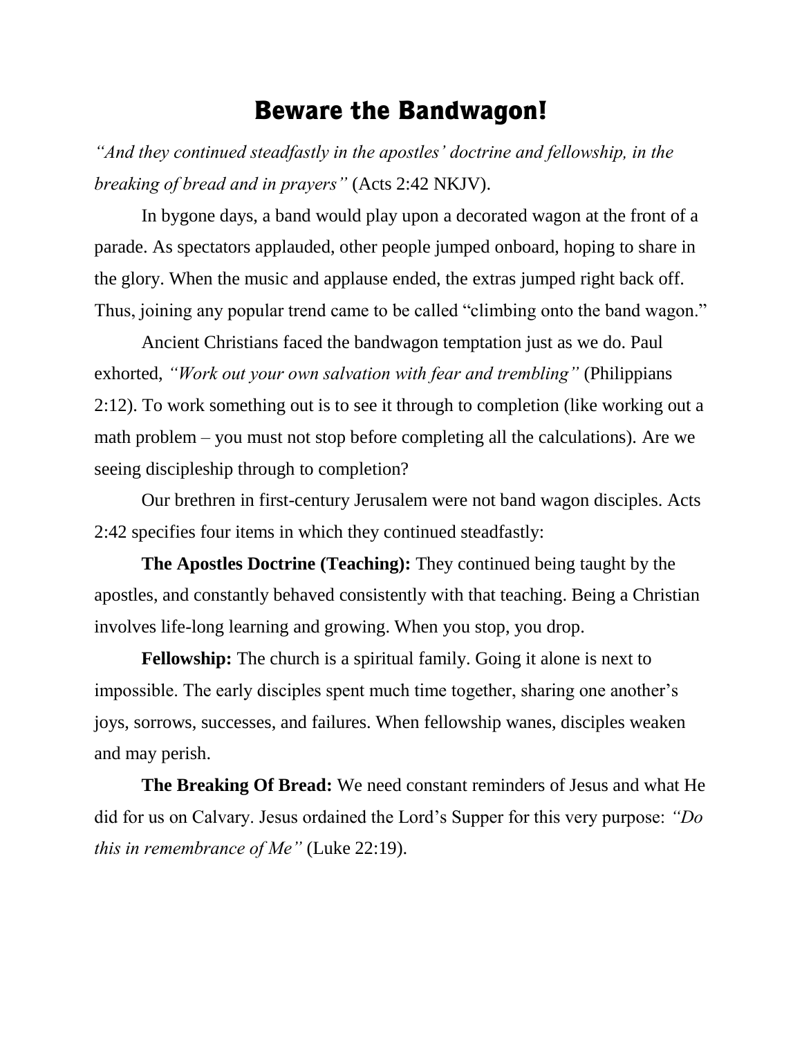# Beware the Bandwagon!

*"And they continued steadfastly in the apostles' doctrine and fellowship, in the breaking of bread and in prayers"* (Acts 2:42 NKJV).

In bygone days, a band would play upon a decorated wagon at the front of a parade. As spectators applauded, other people jumped onboard, hoping to share in the glory. When the music and applause ended, the extras jumped right back off. Thus, joining any popular trend came to be called "climbing onto the band wagon."

Ancient Christians faced the bandwagon temptation just as we do. Paul exhorted, *"Work out your own salvation with fear and trembling"* (Philippians 2:12). To work something out is to see it through to completion (like working out a math problem – you must not stop before completing all the calculations). Are we seeing discipleship through to completion?

Our brethren in first-century Jerusalem were not band wagon disciples. Acts 2:42 specifies four items in which they continued steadfastly:

**The Apostles Doctrine (Teaching):** They continued being taught by the apostles, and constantly behaved consistently with that teaching. Being a Christian involves life-long learning and growing. When you stop, you drop.

**Fellowship:** The church is a spiritual family. Going it alone is next to impossible. The early disciples spent much time together, sharing one another's joys, sorrows, successes, and failures. When fellowship wanes, disciples weaken and may perish.

**The Breaking Of Bread:** We need constant reminders of Jesus and what He did for us on Calvary. Jesus ordained the Lord's Supper for this very purpose: *"Do this in remembrance of Me"* (Luke 22:19).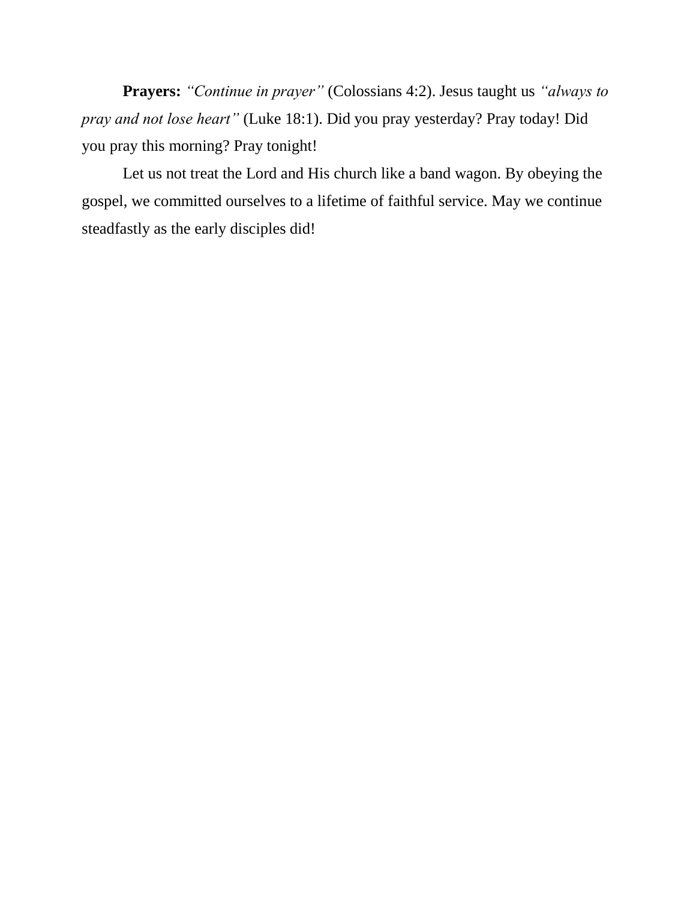**Prayers:** *"Continue in prayer"* (Colossians 4:2). Jesus taught us *"always to pray and not lose heart"* (Luke 18:1). Did you pray yesterday? Pray today! Did you pray this morning? Pray tonight!

Let us not treat the Lord and His church like a band wagon. By obeying the gospel, we committed ourselves to a lifetime of faithful service. May we continue steadfastly as the early disciples did!